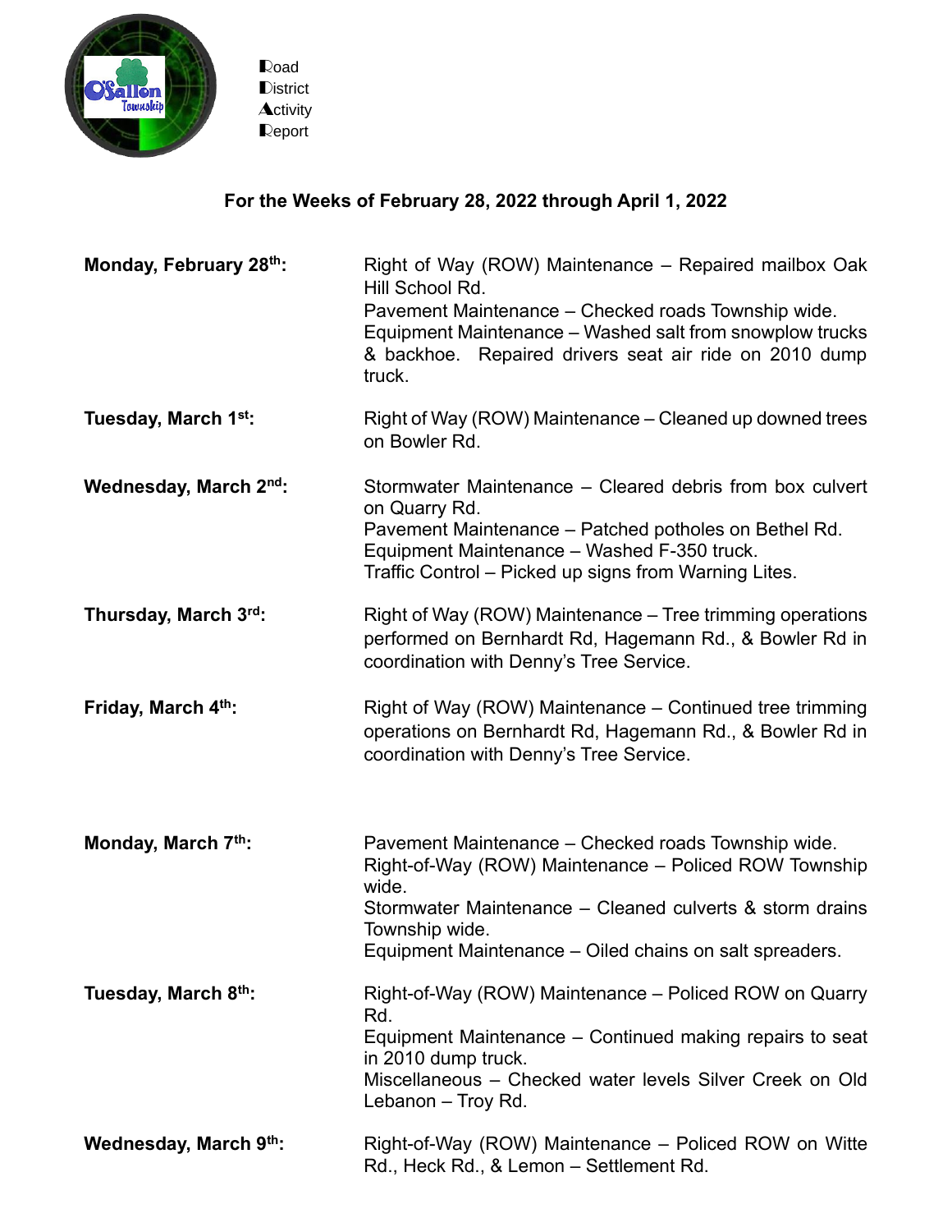Road
District
Activity
Report

## For the Weeks of February 28, 2022 through April 1, 2022

**Monday, February 28th:**

Right of Way (ROW) Maintenance – Repaired mailbox Oak Hill School Rd.
Pavement Maintenance – Checked roads Township wide.
Equipment Maintenance – Washed salt from snowplow trucks & backhoe. Repaired drivers seat air ride on 2010 dump truck.

**Tuesday, March 1st:**

Right of Way (ROW) Maintenance – Cleaned up downed trees on Bowler Rd.

**Wednesday, March 2nd:**

Stormwater Maintenance – Cleared debris from box culvert on Quarry Rd.
Pavement Maintenance – Patched potholes on Bethel Rd.
Equipment Maintenance – Washed F-350 truck.
Traffic Control – Picked up signs from Warning Lites.

**Thursday, March 3rd:**

Right of Way (ROW) Maintenance – Tree trimming operations performed on Bernhardt Rd, Hagemann Rd., & Bowler Rd in coordination with Denny's Tree Service.

**Friday, March 4th:**

Right of Way (ROW) Maintenance – Continued tree trimming operations on Bernhardt Rd, Hagemann Rd., & Bowler Rd in coordination with Denny's Tree Service.

**Monday, March 7th:**

Pavement Maintenance – Checked roads Township wide.
Right-of-Way (ROW) Maintenance – Policed ROW Township wide.
Stormwater Maintenance – Cleaned culverts & storm drains Township wide.
Equipment Maintenance – Oiled chains on salt spreaders.

**Tuesday, March 8th:**

Right-of-Way (ROW) Maintenance – Policed ROW on Quarry Rd.
Equipment Maintenance – Continued making repairs to seat in 2010 dump truck.
Miscellaneous – Checked water levels Silver Creek on Old Lebanon – Troy Rd.

**Wednesday, March 9th:**

Right-of-Way (ROW) Maintenance – Policed ROW on Witte Rd., Heck Rd., & Lemon – Settlement Rd.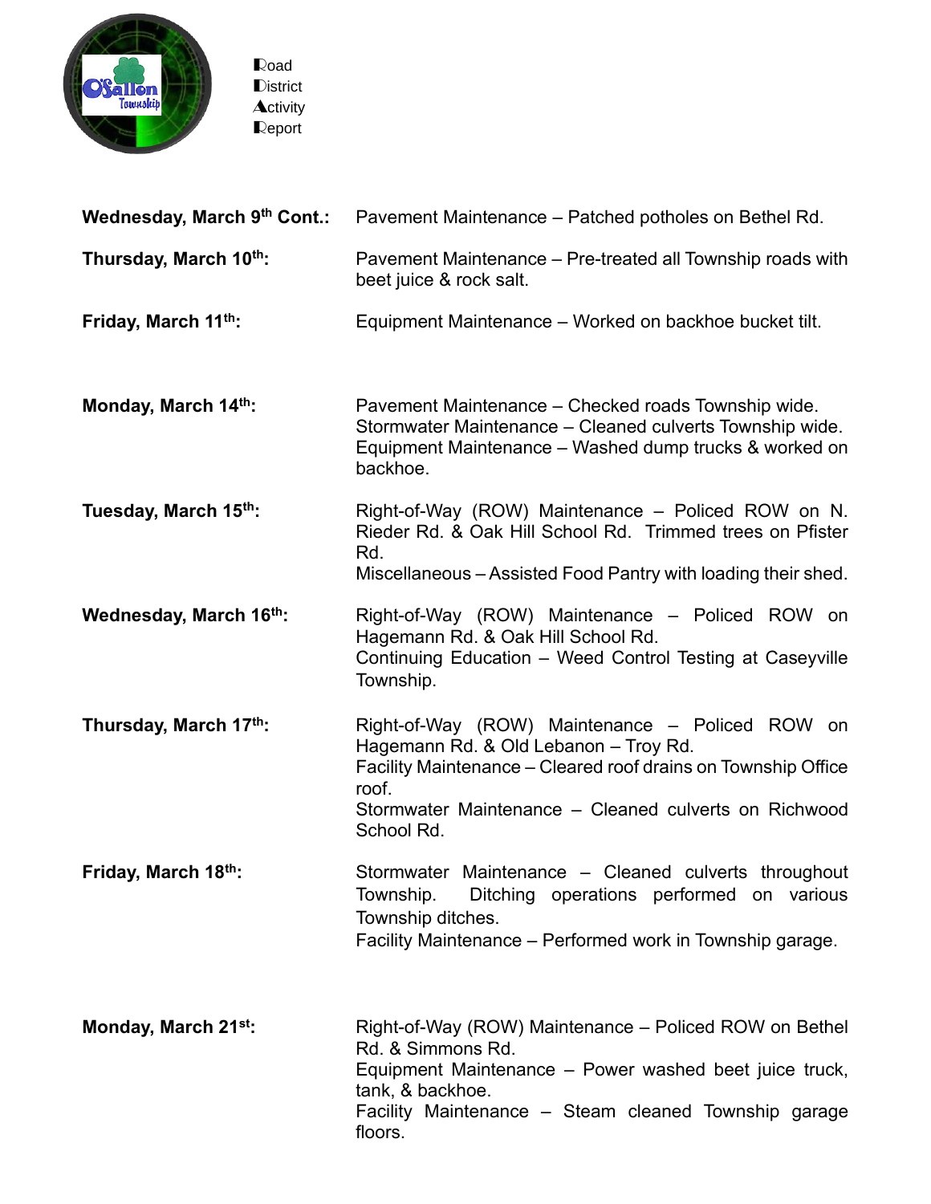Road
District
Activity
Report

| | |
|---|---|
| **Wednesday, March 9th Cont.:** | Pavement Maintenance – Patched potholes on Bethel Rd. |
| **Thursday, March 10th:** | Pavement Maintenance – Pre-treated all Township roads with beet juice & rock salt. |
| **Friday, March 11th:** | Equipment Maintenance – Worked on backhoe bucket tilt. |
| **Monday, March 14th:** | Pavement Maintenance – Checked roads Township wide.<br>Stormwater Maintenance – Cleaned culverts Township wide.<br>Equipment Maintenance – Washed dump trucks & worked on backhoe. |
| **Tuesday, March 15th:** | Right-of-Way (ROW) Maintenance – Policed ROW on N. Rieder Rd. & Oak Hill School Rd. Trimmed trees on Pfister Rd.<br>Miscellaneous – Assisted Food Pantry with loading their shed. |
| **Wednesday, March 16th:** | Right-of-Way (ROW) Maintenance – Policed ROW on Hagemann Rd. & Oak Hill School Rd.<br>Continuing Education – Weed Control Testing at Caseyville Township. |
| **Thursday, March 17th:** | Right-of-Way (ROW) Maintenance – Policed ROW on Hagemann Rd. & Old Lebanon – Troy Rd.<br>Facility Maintenance – Cleared roof drains on Township Office roof.<br>Stormwater Maintenance – Cleaned culverts on Richwood School Rd. |
| **Friday, March 18th:** | Stormwater Maintenance – Cleaned culverts throughout Township. Ditching operations performed on various Township ditches.<br>Facility Maintenance – Performed work in Township garage. |
| **Monday, March 21st:** | Right-of-Way (ROW) Maintenance – Policed ROW on Bethel Rd. & Simmons Rd.<br>Equipment Maintenance – Power washed beet juice truck, tank, & backhoe.<br>Facility Maintenance – Steam cleaned Township garage floors. |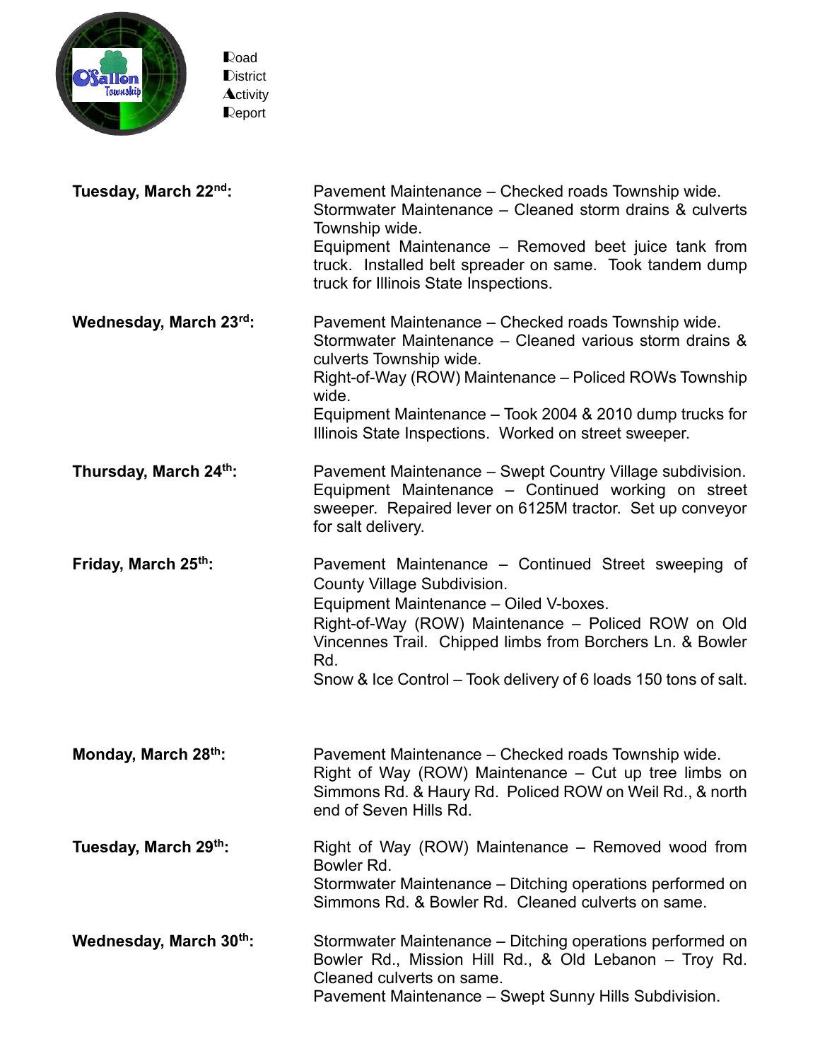Road
District
Activity
Report

| | |
|---|---|
| **Tuesday, March 22nd:** | Pavement Maintenance – Checked roads Township wide. Stormwater Maintenance – Cleaned storm drains & culverts Township wide. Equipment Maintenance – Removed beet juice tank from truck. Installed belt spreader on same. Took tandem dump truck for Illinois State Inspections. |
| **Wednesday, March 23rd:** | Pavement Maintenance – Checked roads Township wide. Stormwater Maintenance – Cleaned various storm drains & culverts Township wide. Right-of-Way (ROW) Maintenance – Policed ROWs Township wide. Equipment Maintenance – Took 2004 & 2010 dump trucks for Illinois State Inspections. Worked on street sweeper. |
| **Thursday, March 24th:** | Pavement Maintenance – Swept Country Village subdivision. Equipment Maintenance – Continued working on street sweeper. Repaired lever on 6125M tractor. Set up conveyor for salt delivery. |
| **Friday, March 25th:** | Pavement Maintenance – Continued Street sweeping of County Village Subdivision. Equipment Maintenance – Oiled V-boxes. Right-of-Way (ROW) Maintenance – Policed ROW on Old Vincennes Trail. Chipped limbs from Borchers Ln. & Bowler Rd. Snow & Ice Control – Took delivery of 6 loads 150 tons of salt. |
| **Monday, March 28th:** | Pavement Maintenance – Checked roads Township wide. Right of Way (ROW) Maintenance – Cut up tree limbs on Simmons Rd. & Haury Rd. Policed ROW on Weil Rd., & north end of Seven Hills Rd. |
| **Tuesday, March 29th:** | Right of Way (ROW) Maintenance – Removed wood from Bowler Rd. Stormwater Maintenance – Ditching operations performed on Simmons Rd. & Bowler Rd. Cleaned culverts on same. |
| **Wednesday, March 30th:** | Stormwater Maintenance – Ditching operations performed on Bowler Rd., Mission Hill Rd., & Old Lebanon – Troy Rd. Cleaned culverts on same. Pavement Maintenance – Swept Sunny Hills Subdivision. |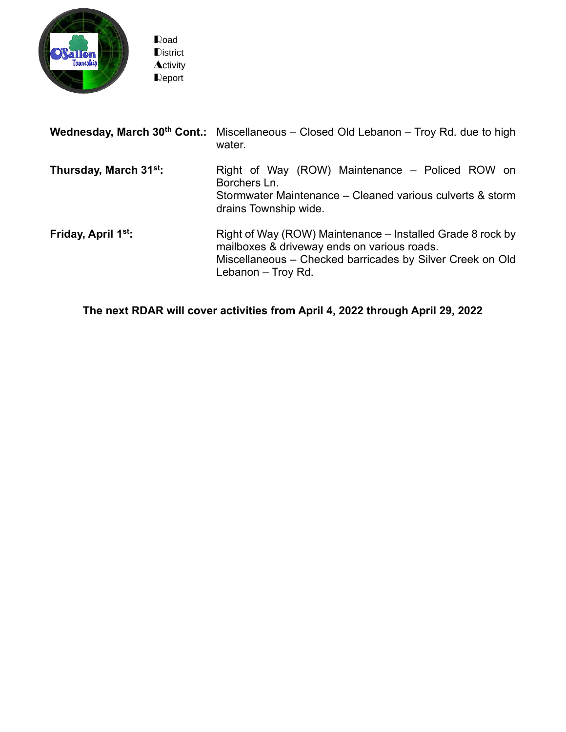Road
District
Activity
Report

| | |
|---|---|
| **Wednesday, March 30th Cont.:** | Miscellaneous – Closed Old Lebanon – Troy Rd. due to high water. |
| **Thursday, March 31st:** | Right of Way (ROW) Maintenance – Policed ROW on Borchers Ln. Stormwater Maintenance – Cleaned various culverts & storm drains Township wide. |
| **Friday, April 1st:** | Right of Way (ROW) Maintenance – Installed Grade 8 rock by mailboxes & driveway ends on various roads. Miscellaneous – Checked barricades by Silver Creek on Old Lebanon – Troy Rd. |

**The next RDAR will cover activities from April 4, 2022 through April 29, 2022**